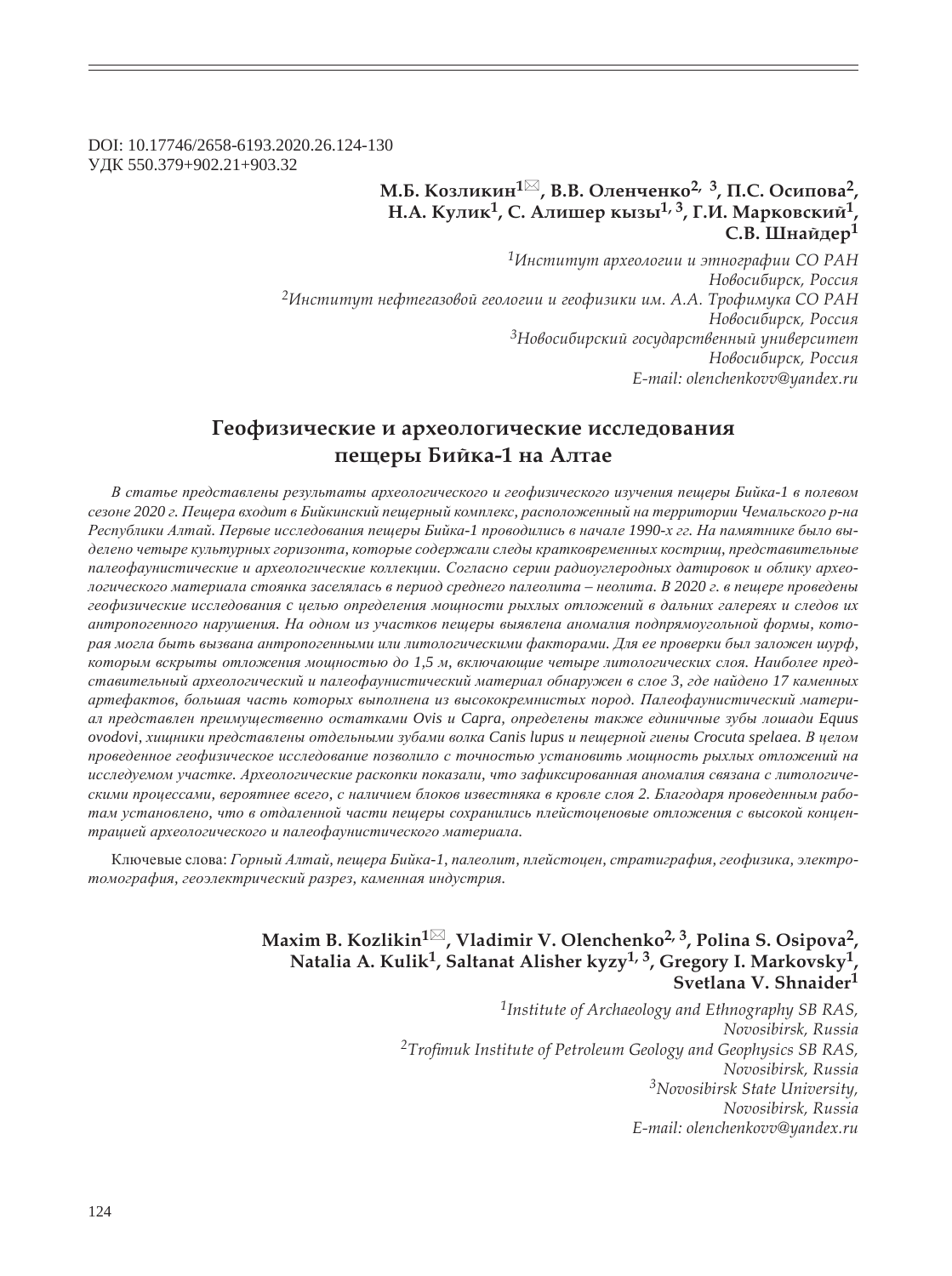DOI: 10.17746/2658-6193.2020.26.124-130
УДК 550.379+902.21+903.32

**М.Б. Козликин[1]✉, В.В. Оленченко[2, 3], П.С. Осипова[2], Н.А. Кулик[1], С. Алишер кызы[1, 3], Г.И. Марковский[1], С.В. Шнайдер[1]**

*[1]Институт археологии и этнографии СО РАН*
*Новосибирск, Россия*
*[2]Институт нефтегазовой геологии и геофизики им. А.А. Трофимука СО РАН*
*Новосибирск, Россия*
*[3]Новосибирский государственный университет*
*Новосибирск, Россия*
*E-mail: olenchenkovv@yandex.ru*

# Геофизические и археологические исследования пещеры Бийка-1 на Алтае

*В статье представлены результаты археологического и геофизического изучения пещеры Бийка-1 в полевом сезоне 2020 г. Пещера входит в Бийкинский пещерный комплекс, расположенный на территории Чемальского р-на Республики Алтай. Первые исследования пещеры Бийка-1 проводились в начале 1990-х гг. На памятнике было выделено четыре культурных горизонта, которые содержали следы кратковременных кострищ, представительные палеофаунистические и археологические коллекции. Согласно серии радиоуглеродных датировок и облику археологического материала стоянка заселялась в период среднего палеолита – неолита. В 2020 г. в пещере проведены геофизические исследования с целью определения мощности рыхлых отложений в дальних галереях и следов их антропогенного нарушения. На одном из участков пещеры выявлена аномалия подпрямоугольной формы, которая могла быть вызвана антропогенными или литологическими факторами. Для ее проверки был заложен шурф, которым вскрыты отложения мощностью до 1,5 м, включающие четыре литологических слоя. Наиболее представительный археологический и палеофаунистический материал обнаружен в слое 3, где найдено 17 каменных артефактов, большая часть которых выполнена из высококремнистых пород. Палеофаунистический материал представлен преимущественно остатками* Ovis *и* Capra*, определены также единичные зубы лошади* Equus ovodovi*, хищники представлены отдельными зубами волка* Canis lupus *и пещерной гиены* Crocuta spelaea*. В целом проведенное геофизическое исследование позволило с точностью установить мощность рыхлых отложений на исследуемом участке. Археологические раскопки показали, что зафиксированная аномалия связана с литологическими процессами, вероятнее всего, с наличием блоков известняка в кровле слоя 2. Благодаря проведенным работам установлено, что в отдаленной части пещеры сохранились плейстоценовые отложения с высокой концентрацией археологического и палеофаунистического материала.*

Ключевые слова: *Горный Алтай, пещера Бийка-1, палеолит, плейстоцен, стратиграфия, геофизика, электротомография, геоэлектрический разрез, каменная индустрия.*

**Maxim B. Kozlikin[1]✉, Vladimir V. Olenchenko[2, 3], Polina S. Osipova[2], Natalia A. Kulik[1], Saltanat Alisher kyzy[1, 3], Gregory I. Markovsky[1], Svetlana V. Shnaider[1]**

*[1]Institute of Archaeology and Ethnography SB RAS,*
*Novosibirsk, Russia*
*[2]Trofimuk Institute of Petroleum Geology and Geophysics SB RAS,*
*Novosibirsk, Russia*
*[3]Novosibirsk State University,*
*Novosibirsk, Russia*
*E-mail: olenchenkovv@yandex.ru*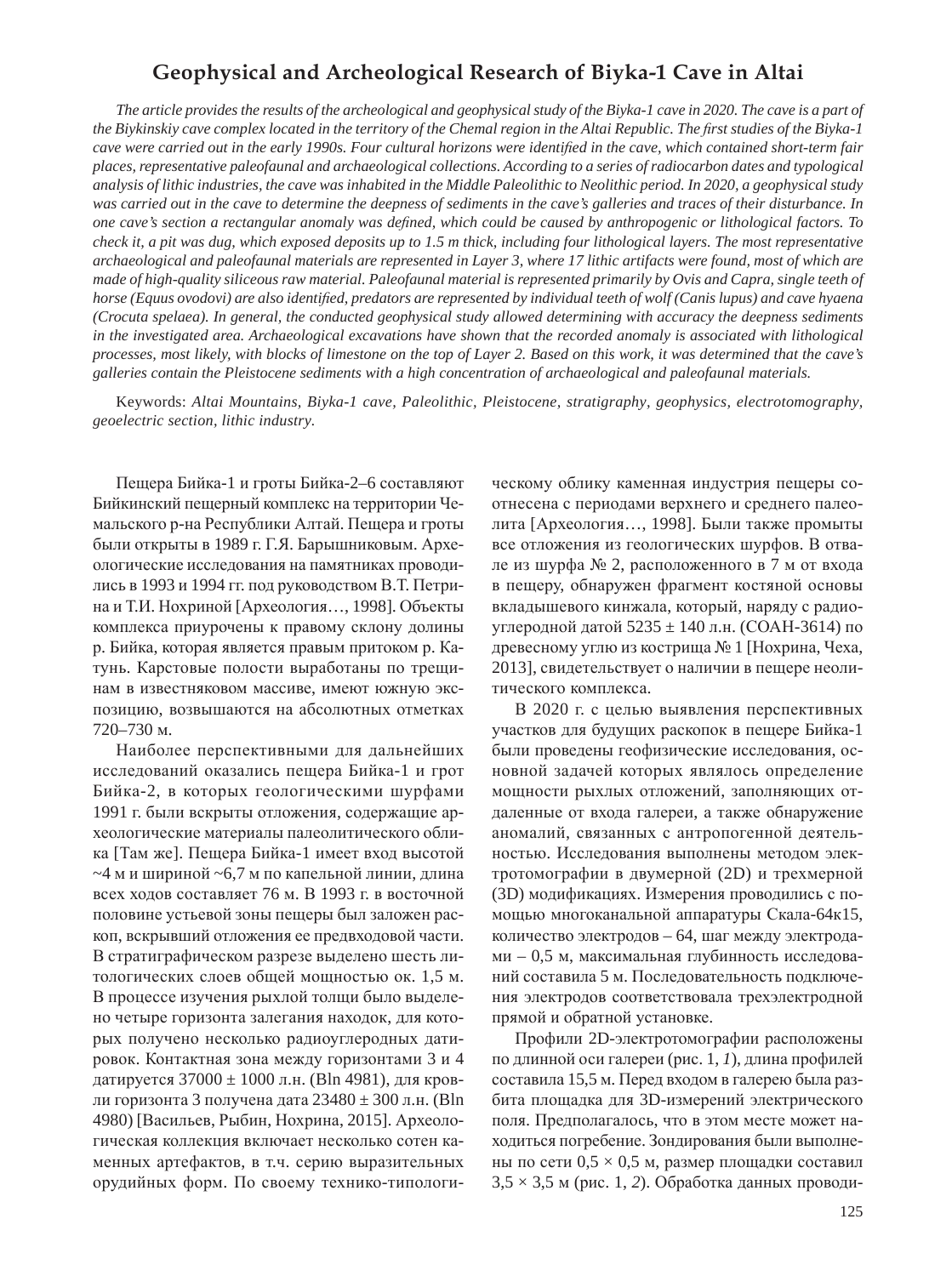# Geophysical and Archeological Research of Biyka-1 Cave in Altai

*The article provides the results of the archeological and geophysical study of the Biyka-1 cave in 2020. The cave is a part of the Biykinskiy cave complex located in the territory of the Chemal region in the Altai Republic. The first studies of the Biyka-1 cave were carried out in the early 1990s. Four cultural horizons were identified in the cave, which contained short-term fair places, representative paleofaunal and archaeological collections. According to a series of radiocarbon dates and typological analysis of lithic industries, the cave was inhabited in the Middle Paleolithic to Neolithic period. In 2020, a geophysical study was carried out in the cave to determine the deepness of sediments in the cave's galleries and traces of their disturbance. In one cave's section a rectangular anomaly was defined, which could be caused by anthropogenic or lithological factors. To check it, a pit was dug, which exposed deposits up to 1.5 m thick, including four lithological layers. The most representative archaeological and paleofaunal materials are represented in Layer 3, where 17 lithic artifacts were found, most of which are made of high-quality siliceous raw material. Paleofaunal material is represented primarily by Ovis and Capra, single teeth of horse (Equus ovodovi) are also identified, predators are represented by individual teeth of wolf (Canis lupus) and cave hyaena (Crocuta spelaea). In general, the conducted geophysical study allowed determining with accuracy the deepness sediments in the investigated area. Archaeological excavations have shown that the recorded anomaly is associated with lithological processes, most likely, with blocks of limestone on the top of Layer 2. Based on this work, it was determined that the cave's galleries contain the Pleistocene sediments with a high concentration of archaeological and paleofaunal materials.*

Keywords: *Altai Mountains, Biyka-1 cave, Paleolithic, Pleistocene, stratigraphy, geophysics, electrotomography, geoelectric section, lithic industry.*

Пещера Бийка-1 и гроты Бийка-2–6 составляют Бийкинский пещерный комплекс на территории Чемальского р-на Республики Алтай. Пещера и гроты были открыты в 1989 г. Г.Я. Барышниковым. Археологические исследования на памятниках проводились в 1993 и 1994 гг. под руководством В.Т. Петрина и Т.И. Нохриной [Археология…, 1998]. Объекты комплекса приурочены к правому склону долины р. Бийка, которая является правым притоком р. Катунь. Карстовые полости выработаны по трещинам в известняковом массиве, имеют южную экспозицию, возвышаются на абсолютных отметках 720–730 м.

Наиболее перспективными для дальнейших исследований оказались пещера Бийка-1 и грот Бийка-2, в которых геологическими шурфами 1991 г. были вскрыты отложения, содержащие археологические материалы палеолитического облика [Там же]. Пещера Бийка-1 имеет вход высотой ~4 м и шириной ~6,7 м по капельной линии, длина всех ходов составляет 76 м. В 1993 г. в восточной половине устьевой зоны пещеры был заложен раскоп, вскрывший отложения ее предвходовой части. В стратиграфическом разрезе выделено шесть литологических слоев общей мощностью ок. 1,5 м. В процессе изучения рыхлой толщи было выделено четыре горизонта залегания находок, для которых получено несколько радиоуглеродных датировок. Контактная зона между горизонтами 3 и 4 датируется 37000 ± 1000 л.н. (Bln 4981), для кровли горизонта 3 получена дата 23480 ± 300 л.н. (Bln 4980) [Васильев, Рыбин, Нохрина, 2015]. Археологическая коллекция включает несколько сотен каменных артефактов, в т.ч. серию выразительных орудийных форм. По своему технико-типологическому облику каменная индустрия пещеры соотнесена с периодами верхнего и среднего палеолита [Археология…, 1998]. Были также промыты все отложения из геологических шурфов. В отвале из шурфа № 2, расположенного в 7 м от входа в пещеру, обнаружен фрагмент костяной основы вкладышевого кинжала, который, наряду с радиоуглеродной датой 5235 ± 140 л.н. (СОАН-3614) по древесному углю из кострища № 1 [Нохрина, Чеха, 2013], свидетельствует о наличии в пещере неолитического комплекса.

В 2020 г. с целью выявления перспективных участков для будущих раскопок в пещере Бийка-1 были проведены геофизические исследования, основной задачей которых являлось определение мощности рыхлых отложений, заполняющих отдаленные от входа галереи, а также обнаружение аномалий, связанных с антропогенной деятельностью. Исследования выполнены методом электротомографии в двумерной (2D) и трехмерной (3D) модификациях. Измерения проводились с помощью многоканальной аппаратуры Скала-64к15, количество электродов – 64, шаг между электродами – 0,5 м, максимальная глубинность исследований составила 5 м. Последовательность подключения электродов соответствовала трехэлектродной прямой и обратной установке.

Профили 2D-электротомографии расположены по длинной оси галереи (рис. 1, *1*), длина профилей составила 15,5 м. Перед входом в галерею была разбита площадка для 3D-измерений электрического поля. Предполагалось, что в этом месте может находиться погребение. Зондирования были выполнены по сети 0,5 × 0,5 м, размер площадки составил 3,5 × 3,5 м (рис. 1, *2*). Обработка данных проводи-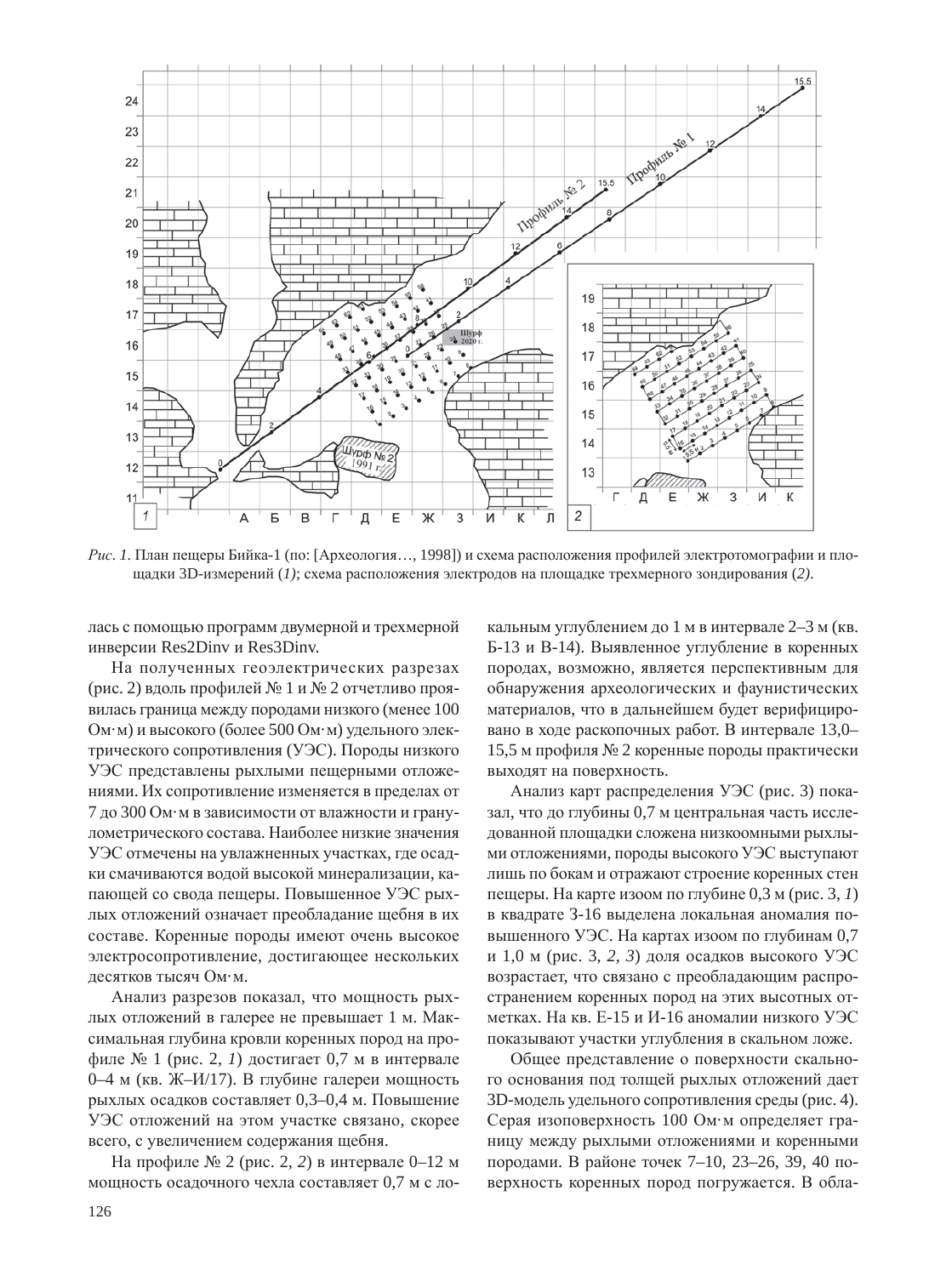*Рис. 1.* План пещеры Бийка-1 (по: [Археология…, 1998]) и схема расположения профилей электротомографии и площадки 3D-измерений (*1*); схема расположения электродов на площадке трехмерного зондирования (*2*).

лась с помощью программ двумерной и трехмерной инверсии Res2Dinv и Res3Dinv.

На полученных геоэлектрических разрезах (рис. 2) вдоль профилей № 1 и № 2 отчетливо проявилась граница между породами низкого (менее 100 Ом·м) и высокого (более 500 Ом·м) удельного электрического сопротивления (УЭС). Породы низкого УЭС представлены рыхлыми пещерными отложениями. Их сопротивление изменяется в пределах от 7 до 300 Ом·м в зависимости от влажности и гранулометрического состава. Наиболее низкие значения УЭС отмечены на увлажненных участках, где осадки смачиваются водой высокой минерализации, капающей со свода пещеры. Повышенное УЭС рыхлых отложений означает преобладание щебня в их составе. Коренные породы имеют очень высокое электросопротивление, достигающее нескольких десятков тысяч Ом·м.

Анализ разрезов показал, что мощность рыхлых отложений в галерее не превышает 1 м. Максимальная глубина кровли коренных пород на профиле № 1 (рис. 2, *1*) достигает 0,7 м в интервале 0–4 м (кв. Ж–И/17). В глубине галереи мощность рыхлых осадков составляет 0,3–0,4 м. Повышение УЭС отложений на этом участке связано, скорее всего, с увеличением содержания щебня.

На профиле № 2 (рис. 2, *2*) в интервале 0–12 м мощность осадочного чехла составляет 0,7 м с локальным углублением до 1 м в интервале 2–3 м (кв. Б-13 и В-14). Выявленное углубление в коренных породах, возможно, является перспективным для обнаружения археологических и фаунистических материалов, что в дальнейшем будет верифицировано в ходе раскопочных работ. В интервале 13,0–15,5 м профиля № 2 коренные породы практически выходят на поверхность.

Анализ карт распределения УЭС (рис. 3) показал, что до глубины 0,7 м центральная часть исследованной площадки сложена низкоомными рыхлыми отложениями, породы высокого УЭС выступают лишь по бокам и отражают строение коренных стен пещеры. На карте изоом по глубине 0,3 м (рис. 3, *1*) в квадрате З-16 выделена локальная аномалия повышенного УЭС. На картах изоом по глубинам 0,7 и 1,0 м (рис. 3, *2*, *3*) доля осадков высокого УЭС возрастает, что связано с преобладающим распространением коренных пород на этих высотных отметках. На кв. Е-15 и И-16 аномалии низкого УЭС показывают участки углубления в скальном ложе.

Общее представление о поверхности скального основания под толщей рыхлых отложений дает 3D-модель удельного сопротивления среды (рис. 4). Серая изоповерхность 100 Ом·м определяет границу между рыхлыми отложениями и коренными породами. В районе точек 7–10, 23–26, 39, 40 поверхность коренных пород погружается. В обла-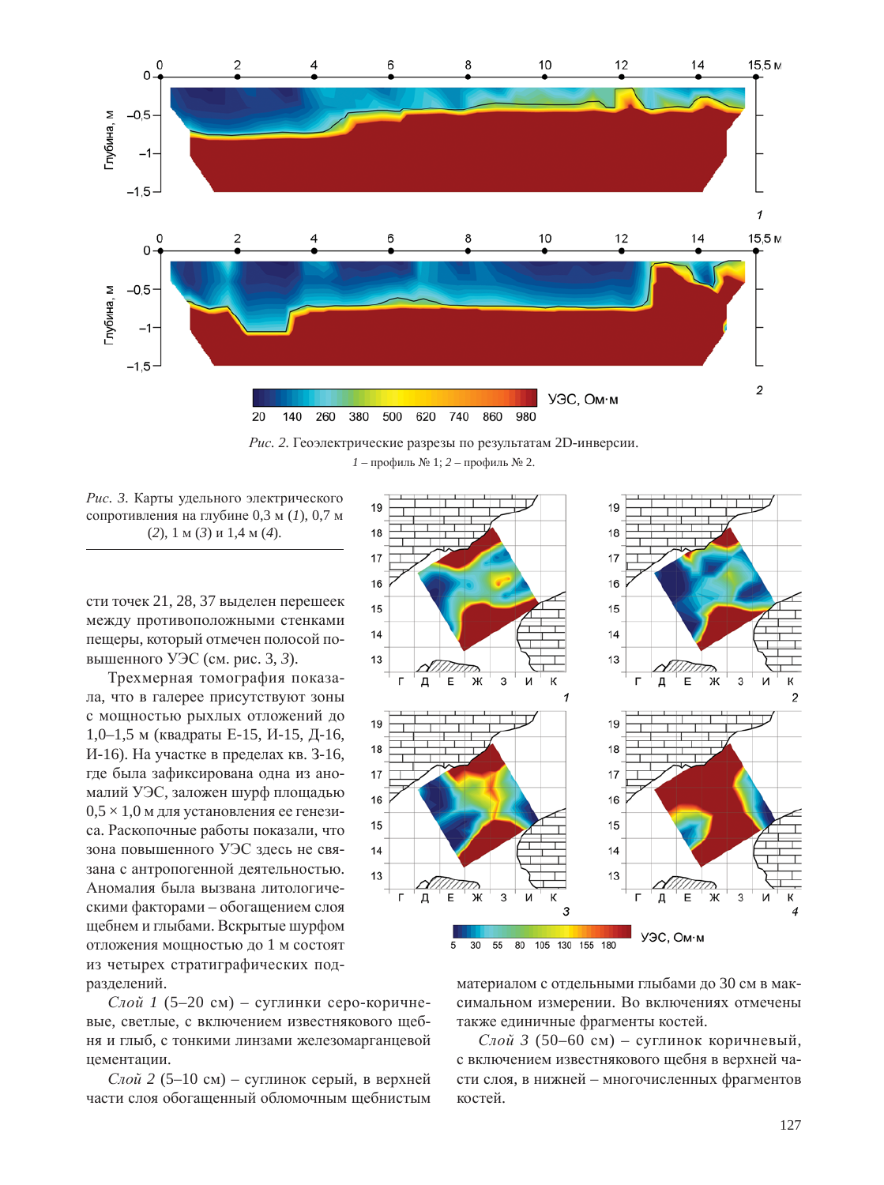*Рис. 2.* Геоэлектрические разрезы по результатам 2D-инверсии.
*1* – профиль № 1; *2* – профиль № 2.

*Рис. 3.* Карты удельного электрического сопротивления на глубине 0,3 м (*1*), 0,7 м (*2*), 1 м (*3*) и 1,4 м (*4*).

сти точек 21, 28, 37 выделен перешеек между противоположными стенками пещеры, который отмечен полосой повышенного УЭС (см. рис. 3, *3*).

Трехмерная томография показала, что в галерее присутствуют зоны с мощностью рыхлых отложений до 1,0–1,5 м (квадраты Е-15, И-15, Д-16, И-16). На участке в пределах кв. З-16, где была зафиксирована одна из аномалий УЭС, заложен шурф площадью 0,5 × 1,0 м для установления ее генезиса. Раскопочные работы показали, что зона повышенного УЭС здесь не связана с антропогенной деятельностью. Аномалия была вызвана литологическими факторами – обогащением слоя щебнем и глыбами. Вскрытые шурфом отложения мощностью до 1 м состоят из четырех стратиграфических подразделений.

*Слой 1* (5–20 см) – суглинки серо-коричневые, светлые, с включением известнякового щебня и глыб, с тонкими линзами железомарганцевой цементации.

*Слой 2* (5–10 см) – суглинок серый, в верхней части слоя обогащенный обломочным щебнистым материалом с отдельными глыбами до 30 см в максимальном измерении. Во включениях отмечены также единичные фрагменты костей.

*Слой 3* (50–60 см) – суглинок коричневый, с включением известнякового щебня в верхней части слоя, в нижней – многочисленных фрагментов костей.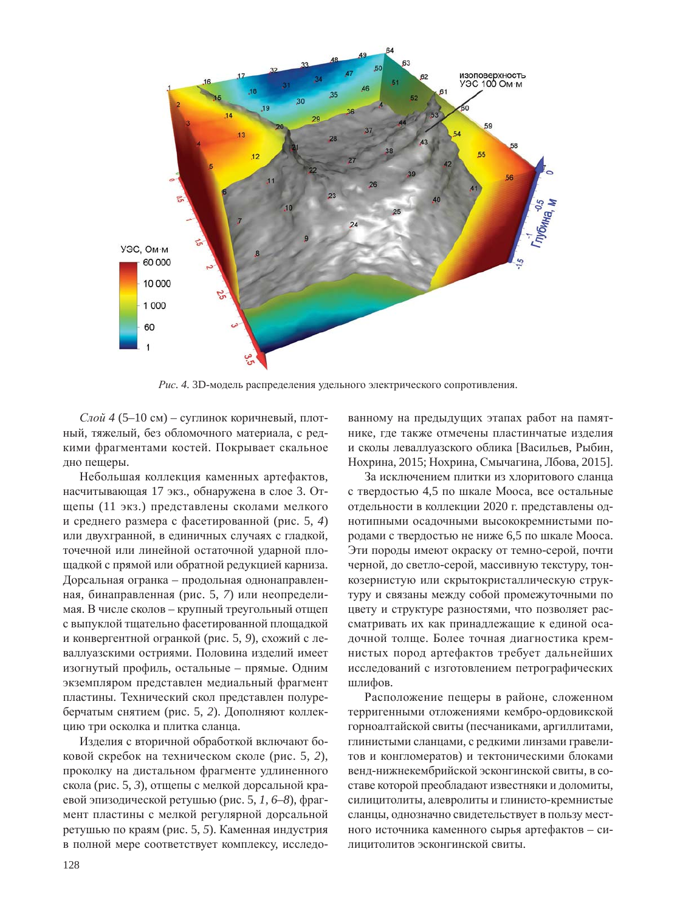*Рис. 4.* 3D-модель распределения удельного электрического сопротивления.

*Слой 4* (5–10 см) – суглинок коричневый, плотный, тяжелый, без обломочного материала, с редкими фрагментами костей. Покрывает скальное дно пещеры.

Небольшая коллекция каменных артефактов, насчитывающая 17 экз., обнаружена в слое 3. Отщепы (11 экз.) представлены сколами мелкого и среднего размера с фасетированной (рис. 5, *4*) или двухгранной, в единичных случаях с гладкой, точечной или линейной остаточной ударной площадкой с прямой или обратной редукцией карниза. Дорсальная огранка – продольная однонаправленная, бинаправленная (рис. 5, *7*) или неопределимая. В числе сколов – крупный треугольный отщеп с выпуклой тщательно фасетированной площадкой и конвергентной огранкой (рис. 5, *9*), схожий с леваллуазскими остриями. Половина изделий имеет изогнутый профиль, остальные – прямые. Одним экземпляром представлен медиальный фрагмент пластины. Технический скол представлен полуреберчатым снятием (рис. 5, *2*). Дополняют коллекцию три осколка и плитка сланца.

Изделия с вторичной обработкой включают боковой скребок на техническом сколе (рис. 5, *2*), проколку на дистальном фрагменте удлиненного скола (рис. 5, *3*), отщепы с мелкой дорсальной краевой эпизодической ретушью (рис. 5, *1*, *6–8*), фрагмент пластины с мелкой регулярной дорсальной ретушью по краям (рис. 5, *5*). Каменная индустрия в полной мере соответствует комплексу, исследованному на предыдущих этапах работ на памятнике, где также отмечены пластинчатые изделия и сколы леваллуазского облика [Васильев, Рыбин, Нохрина, 2015; Нохрина, Смычагина, Лбова, 2015].

За исключением плитки из хлоритового сланца с твердостью 4,5 по шкале Мооса, все остальные отдельности в коллекции 2020 г. представлены однотипными осадочными высококремнистыми породами с твердостью не ниже 6,5 по шкале Мооса. Эти породы имеют окраску от темно-серой, почти черной, до светло-серой, массивную текстуру, тонкозернистую или скрытокристаллическую структуру и связаны между собой промежуточными по цвету и структуре разностями, что позволяет рассматривать их как принадлежащие к единой осадочной толще. Более точная диагностика кремнистых пород артефактов требует дальнейших исследований с изготовлением петрографических шлифов.

Расположение пещеры в районе, сложенном терригенными отложениями кембро-ордовикской горноалтайской свиты (песчаниками, аргиллитами, глинистыми сланцами, с редкими линзами гравелитов и конгломератов) и тектоническими блоками венд-нижнекембрийской эсконгинской свиты, в составе которой преобладают известняки и доломиты, силицитолиты, алевролиты и глинисто-кремнистые сланцы, однозначно свидетельствует в пользу местного источника каменного сырья артефактов – силицитолитов эсконгинской свиты.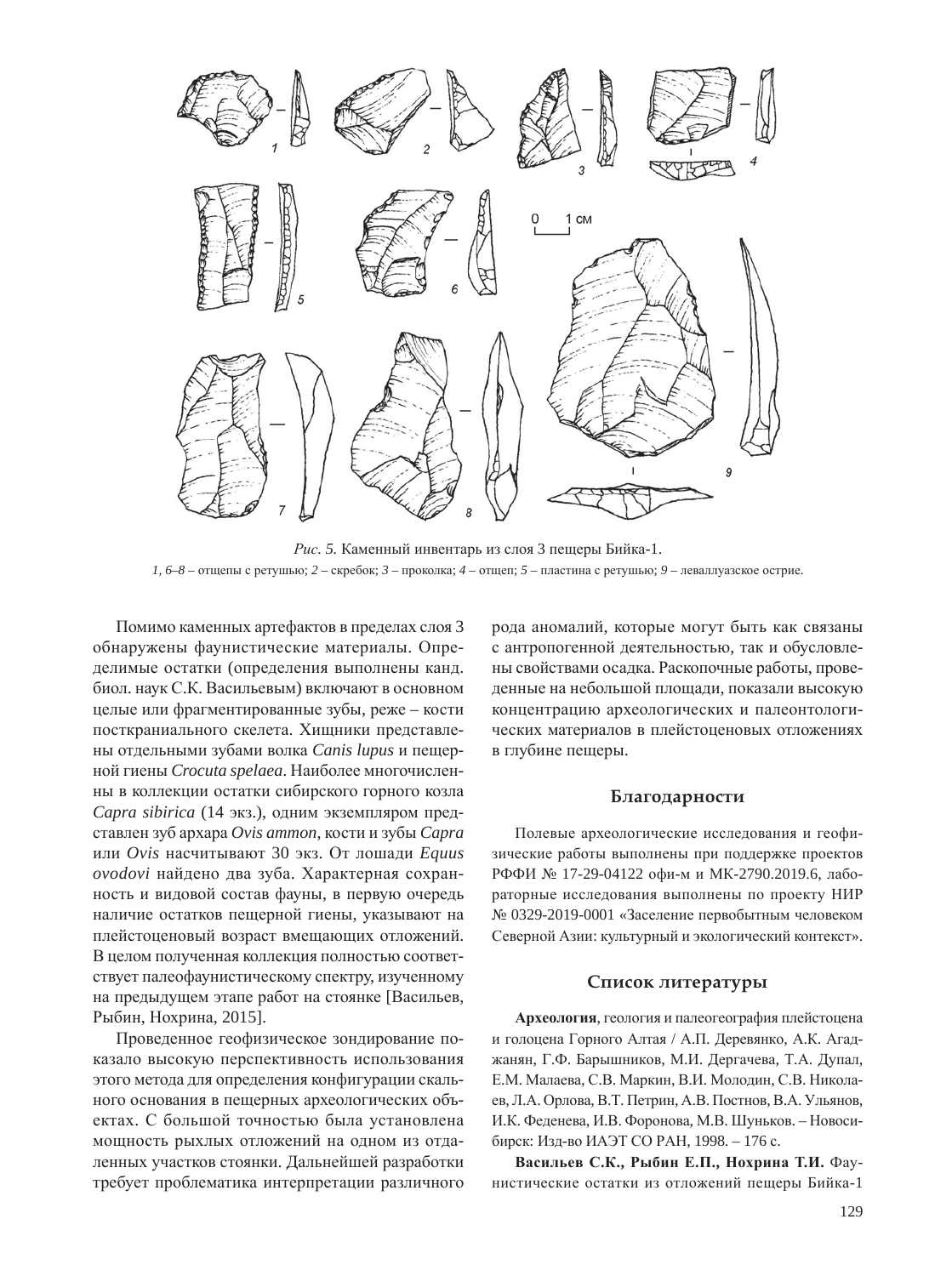*Рис. 5.* Каменный инвентарь из слоя 3 пещеры Бийка-1.

*1, 6–8* – отщепы с ретушью; *2* – скребок; *3* – проколка; *4* – отщеп; *5* – пластина с ретушью; *9* – леваллуазское острие.

Помимо каменных артефактов в пределах слоя 3 обнаружены фаунистические материалы. Определимые остатки (определения выполнены канд. биол. наук С.К. Васильевым) включают в основном целые или фрагментированные зубы, реже – кости посткраниального скелета. Хищники представлены отдельными зубами волка *Canis lupus* и пещерной гиены *Crocuta spelaea*. Наиболее многочисленны в коллекции остатки сибирского горного козла *Capra sibirica* (14 экз.), одним экземпляром представлен зуб архара *Ovis ammon*, кости и зубы *Capra* или *Ovis* насчитывают 30 экз. От лошади *Equus ovodovi* найдено два зуба. Характерная сохранность и видовой состав фауны, в первую очередь наличие остатков пещерной гиены, указывают на плейстоценовый возраст вмещающих отложений. В целом полученная коллекция полностью соответствует палеофаунистическому спектру, изученному на предыдущем этапе работ на стоянке [Васильев, Рыбин, Нохрина, 2015].

Проведенное геофизическое зондирование показало высокую перспективность использования этого метода для определения конфигурации скального основания в пещерных археологических объектах. С большой точностью была установлена мощность рыхлых отложений на одном из отдаленных участков стоянки. Дальнейшей разработки требует проблематика интерпретации различного рода аномалий, которые могут быть как связаны с антропогенной деятельностью, так и обусловлены свойствами осадка. Раскопочные работы, проведенные на небольшой площади, показали высокую концентрацию археологических и палеонтологических материалов в плейстоценовых отложениях в глубине пещеры.

## Благодарности

Полевые археологические исследования и геофизические работы выполнены при поддержке проектов РФФИ № 17-29-04122 офи-м и МК-2790.2019.6, лабораторные исследования выполнены по проекту НИР № 0329-2019-0001 «Заселение первобытным человеком Северной Азии: культурный и экологический контекст».

## Список литературы

**Археология**, геология и палеогеография плейстоцена и голоцена Горного Алтая / А.П. Деревянко, А.К. Агаджанян, Г.Ф. Барышников, М.И. Дергачева, Т.А. Дупал, Е.М. Малаева, С.В. Маркин, В.И. Молодин, С.В. Николаев, Л.А. Орлова, В.Т. Петрин, А.В. Постнов, В.А. Ульянов, И.К. Феденева, И.В. Форонова, М.В. Шуньков. – Новосибирск: Изд-во ИАЭТ СО РАН, 1998. – 176 с.

**Васильев С.К., Рыбин Е.П., Нохрина Т.И.** Фаунистические остатки из отложений пещеры Бийка-1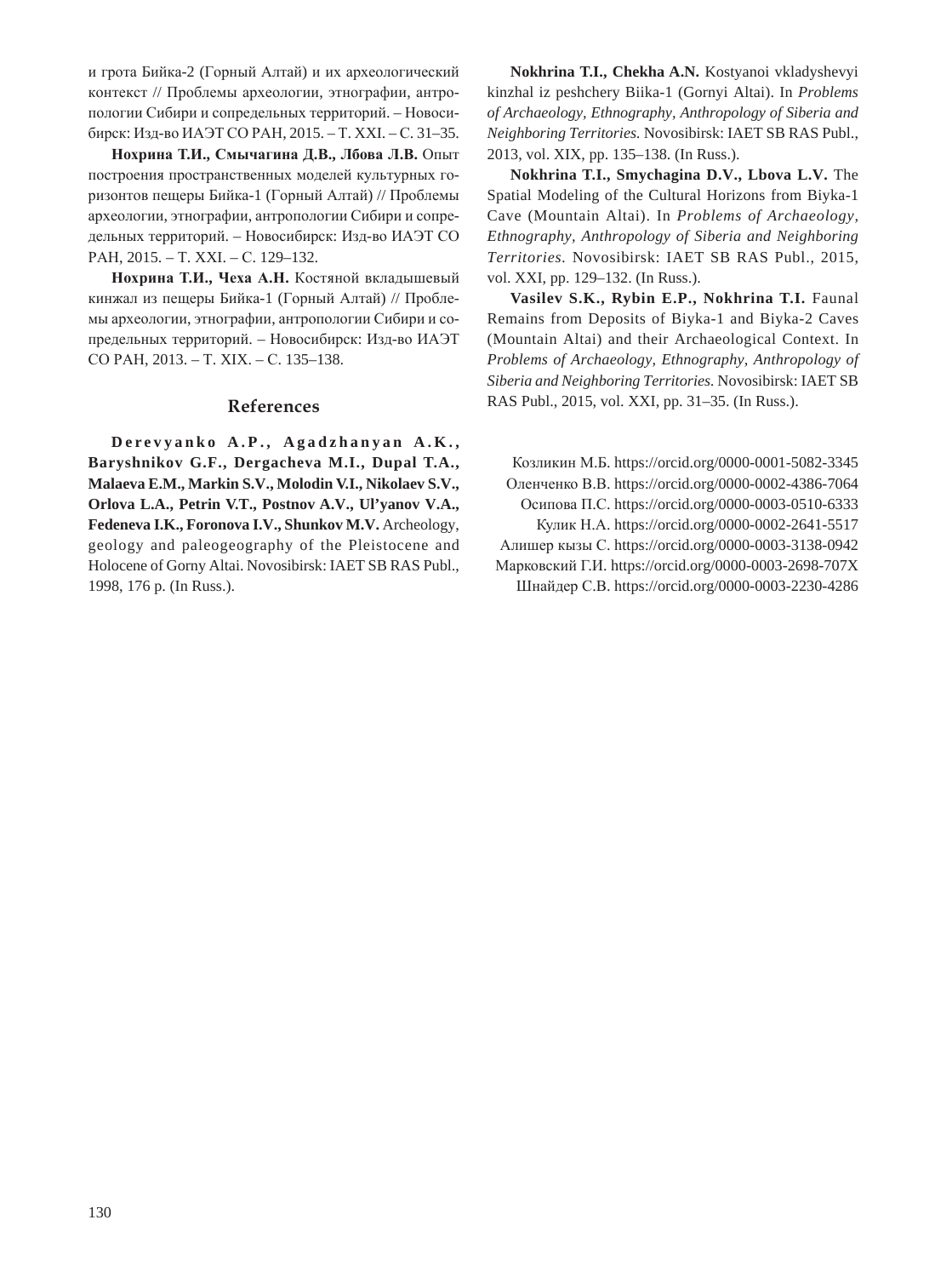и грота Бийка-2 (Горный Алтай) и их археологический контекст // Проблемы археологии, этнографии, антропологии Сибири и сопредельных территорий. – Новосибирск: Изд-во ИАЭТ СО РАН, 2015. – Т. XXI. – С. 31–35.

**Нохрина Т.И., Смычагина Д.В., Лбова Л.В.** Опыт построения пространственных моделей культурных горизонтов пещеры Бийка-1 (Горный Алтай) // Проблемы археологии, этнографии, антропологии Сибири и сопредельных территорий. – Новосибирск: Изд-во ИАЭТ СО РАН, 2015. – Т. XXI. – С. 129–132.

**Нохрина Т.И., Чеха А.Н.** Костяной вкладышевый кинжал из пещеры Бийка-1 (Горный Алтай) // Проблемы археологии, этнографии, антропологии Сибири и сопредельных территорий. – Новосибирск: Изд-во ИАЭТ СО РАН, 2013. – Т. XIX. – С. 135–138.

## References

**Derevyanko A.P., Agadzhanyan A.K., Baryshnikov G.F., Dergacheva M.I., Dupal T.A., Malaeva E.M., Markin S.V., Molodin V.I., Nikolaev S.V., Orlova L.A., Petrin V.T., Postnov A.V., Ul'yanov V.A., Fedeneva I.K., Foronova I.V., Shunkov M.V.** Archeology, geology and paleogeography of the Pleistocene and Holocene of Gorny Altai. Novosibirsk: IAET SB RAS Publ., 1998, 176 p. (In Russ.).

**Nokhrina T.I., Chekha A.N.** Kostyanoi vkladyshevyi kinzhal iz peshchery Biika-1 (Gornyi Altai). In *Problems of Archaeology, Ethnography, Anthropology of Siberia and Neighboring Territories.* Novosibirsk: IAET SB RAS Publ., 2013, vol. XIX, pp. 135–138. (In Russ.).

**Nokhrina T.I., Smychagina D.V., Lbova L.V.** The Spatial Modeling of the Cultural Horizons from Biyka-1 Cave (Mountain Altai). In *Problems of Archaeology, Ethnography, Anthropology of Siberia and Neighboring Territories.* Novosibirsk: IAET SB RAS Publ., 2015, vol. XXI, pp. 129–132. (In Russ.).

**Vasilev S.K., Rybin E.P., Nokhrina T.I.** Faunal Remains from Deposits of Biyka-1 and Biyka-2 Caves (Mountain Altai) and their Archaeological Context. In *Problems of Archaeology, Ethnography, Anthropology of Siberia and Neighboring Territories.* Novosibirsk: IAET SB RAS Publ., 2015, vol. XXI, pp. 31–35. (In Russ.).

Козликин М.Б. https://orcid.org/0000-0001-5082-3345
Оленченко В.В. https://orcid.org/0000-0002-4386-7064
Осипова П.С. https://orcid.org/0000-0003-0510-6333
Кулик Н.А. https://orcid.org/0000-0002-2641-5517
Алишер кызы С. https://orcid.org/0000-0003-3138-0942
Марковский Г.И. https://orcid.org/0000-0003-2698-707X
Шнайдер С.В. https://orcid.org/0000-0003-2230-4286